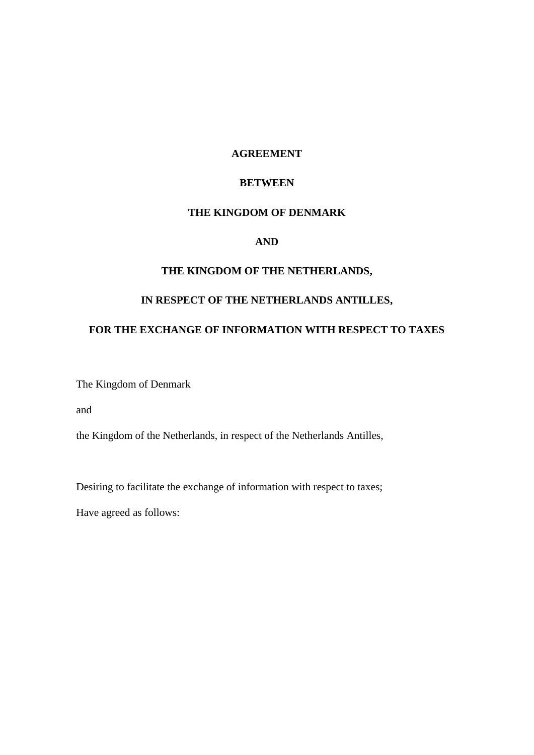# AGREEMENT

# BETWEEN

# THE KINGDOM OF DENMARK

# AND

# THE KINGDOM OF THE NETHERLANDS,

# IN RESPECT OF THE NETHERLANDS ANTILLES,

# FOR THE EXCHANGE OF INFORMATION WITH RESPECT TO TAXES

The Kingdom of Denmark

and

the Kingdom of the Netherlands, in respect of the Netherlands Antilles,

Desiring to facilitate the exchange of information with respect to taxes;

Have agreed as follows: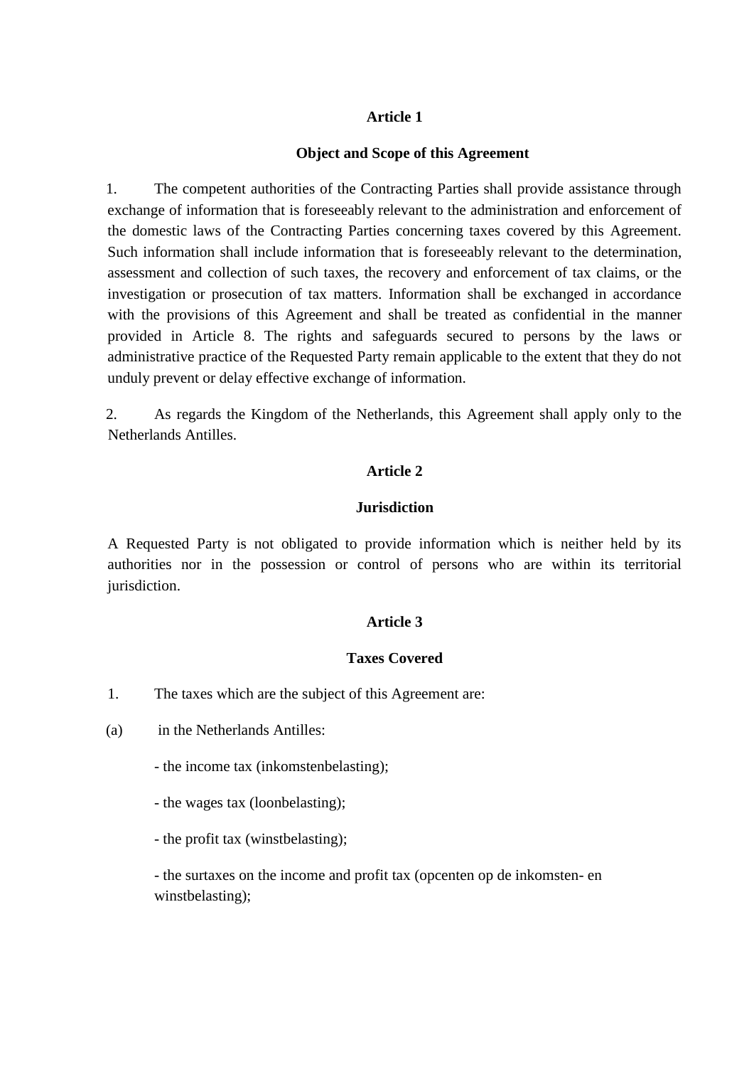## Article 1

### Object and Scope of this Agreement

1. The competent authorities of the Contracting Parties shall provide assistance through exchange of information that is foreseeably relevant to the administration and enforcement of the domestic laws of the Contracting Parties concerning taxes covered by this Agreement. Such information shall include information that is foreseeably relevant to the determination, assessment and collection of such taxes, the recovery and enforcement of tax claims, or the investigation or prosecution of tax matters. Information shall be exchanged in accordance with the provisions of this Agreement and shall be treated as confidential in the manner provided in Article 8. The rights and safeguards secured to persons by the laws or administrative practice of the Requested Party remain applicable to the extent that they do not unduly prevent or delay effective exchange of information.

2. As regards the Kingdom of the Netherlands, this Agreement shall apply only to the Netherlands Antilles.

## Article 2

### Jurisdiction

A Requested Party is not obligated to provide information which is neither held by its authorities nor in the possession or control of persons who are within its territorial jurisdiction.

## Article 3

### Taxes Covered

1. The taxes which are the subject of this Agreement are:

(a) in the Netherlands Antilles:

- the income tax (inkomstenbelasting);
- the wages tax (loonbelasting);
- the profit tax (winstbelasting);
- the surtaxes on the income and profit tax (opcenten op de inkomsten- en winstbelasting);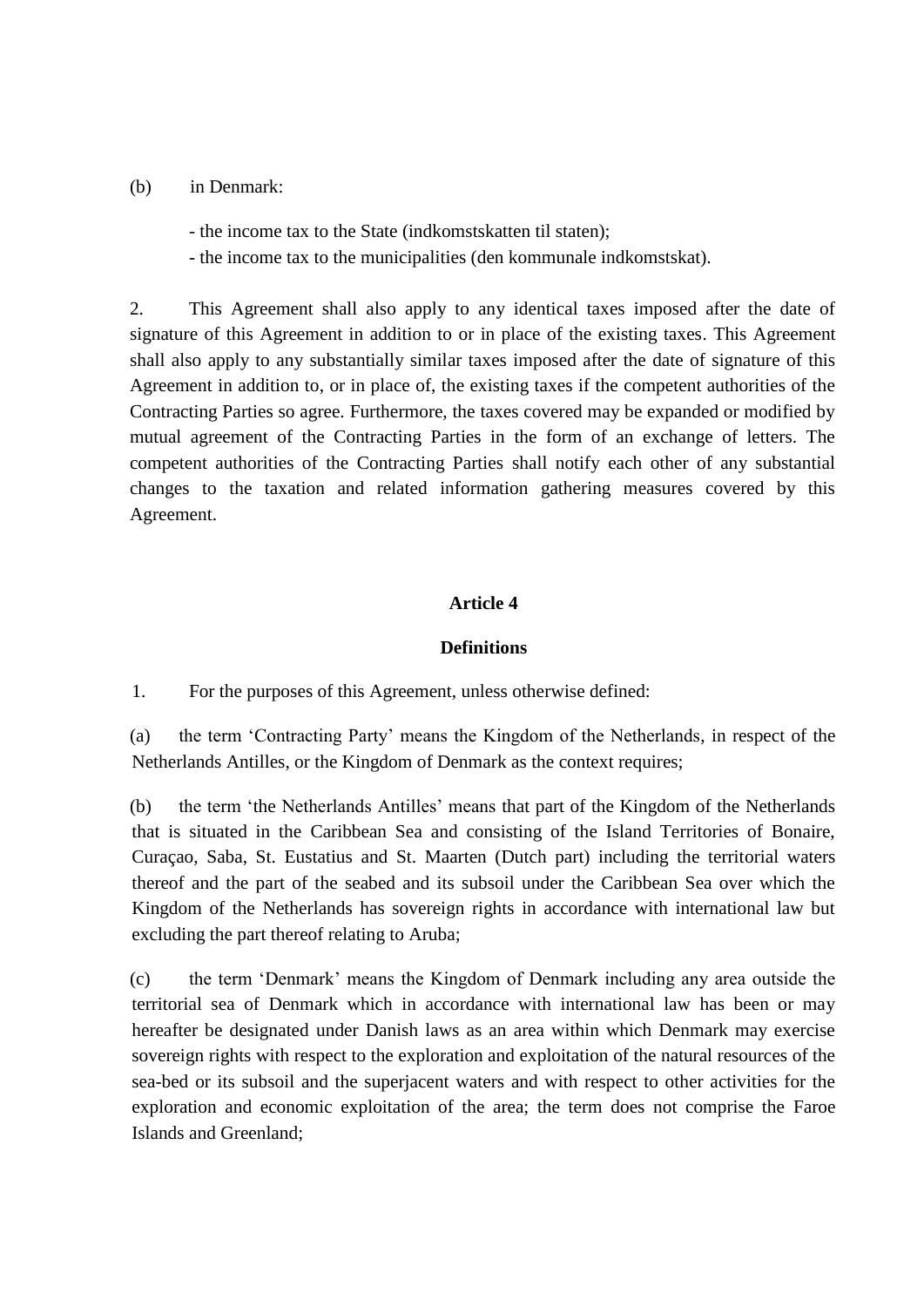(b) in Denmark:

- the income tax to the State (indkomstskatten til staten);
- the income tax to the municipalities (den kommunale indkomstskat).

2. This Agreement shall also apply to any identical taxes imposed after the date of signature of this Agreement in addition to or in place of the existing taxes. This Agreement shall also apply to any substantially similar taxes imposed after the date of signature of this Agreement in addition to, or in place of, the existing taxes if the competent authorities of the Contracting Parties so agree. Furthermore, the taxes covered may be expanded or modified by mutual agreement of the Contracting Parties in the form of an exchange of letters. The competent authorities of the Contracting Parties shall notify each other of any substantial changes to the taxation and related information gathering measures covered by this Agreement.

**Article 4**

**Definitions**

1. For the purposes of this Agreement, unless otherwise defined:

(a) the term ‘Contracting Party’ means the Kingdom of the Netherlands, in respect of the Netherlands Antilles, or the Kingdom of Denmark as the context requires;

(b) the term ‘the Netherlands Antilles’ means that part of the Kingdom of the Netherlands that is situated in the Caribbean Sea and consisting of the Island Territories of Bonaire, Curaçao, Saba, St. Eustatius and St. Maarten (Dutch part) including the territorial waters thereof and the part of the seabed and its subsoil under the Caribbean Sea over which the Kingdom of the Netherlands has sovereign rights in accordance with international law but excluding the part thereof relating to Aruba;

(c) the term ‘Denmark’ means the Kingdom of Denmark including any area outside the territorial sea of Denmark which in accordance with international law has been or may hereafter be designated under Danish laws as an area within which Denmark may exercise sovereign rights with respect to the exploration and exploitation of the natural resources of the sea-bed or its subsoil and the superjacent waters and with respect to other activities for the exploration and economic exploitation of the area; the term does not comprise the Faroe Islands and Greenland;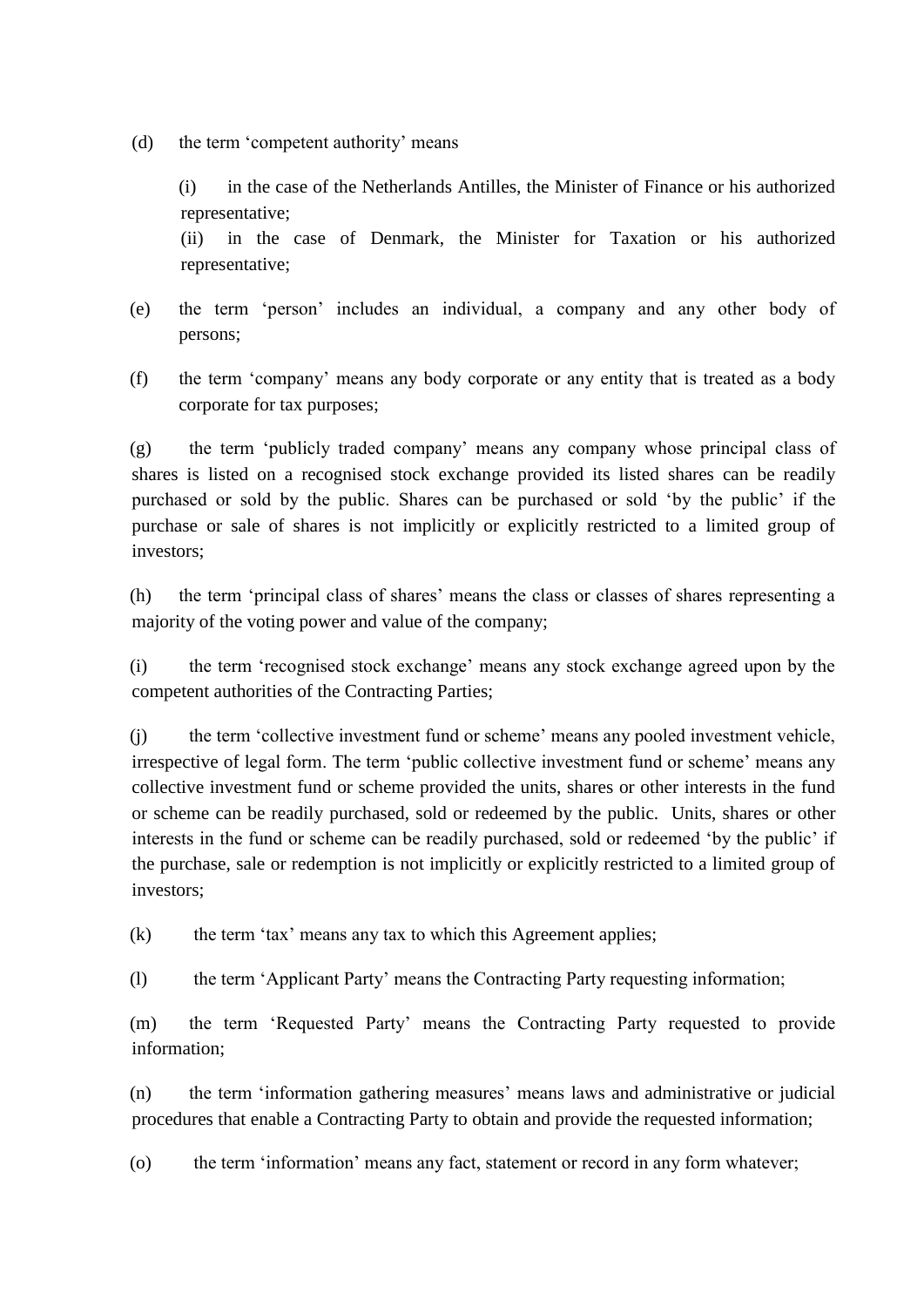(d) the term 'competent authority' means

(i) in the case of the Netherlands Antilles, the Minister of Finance or his authorized representative;
(ii) in the case of Denmark, the Minister for Taxation or his authorized representative;

(e) the term 'person' includes an individual, a company and any other body of persons;

(f) the term 'company' means any body corporate or any entity that is treated as a body corporate for tax purposes;

(g) the term 'publicly traded company' means any company whose principal class of shares is listed on a recognised stock exchange provided its listed shares can be readily purchased or sold by the public. Shares can be purchased or sold 'by the public' if the purchase or sale of shares is not implicitly or explicitly restricted to a limited group of investors;

(h) the term 'principal class of shares' means the class or classes of shares representing a majority of the voting power and value of the company;

(i) the term 'recognised stock exchange' means any stock exchange agreed upon by the competent authorities of the Contracting Parties;

(j) the term 'collective investment fund or scheme' means any pooled investment vehicle, irrespective of legal form. The term 'public collective investment fund or scheme' means any collective investment fund or scheme provided the units, shares or other interests in the fund or scheme can be readily purchased, sold or redeemed by the public. Units, shares or other interests in the fund or scheme can be readily purchased, sold or redeemed 'by the public' if the purchase, sale or redemption is not implicitly or explicitly restricted to a limited group of investors;

(k) the term 'tax' means any tax to which this Agreement applies;

(l) the term 'Applicant Party' means the Contracting Party requesting information;

(m) the term 'Requested Party' means the Contracting Party requested to provide information;

(n) the term 'information gathering measures' means laws and administrative or judicial procedures that enable a Contracting Party to obtain and provide the requested information;

(o) the term 'information' means any fact, statement or record in any form whatever;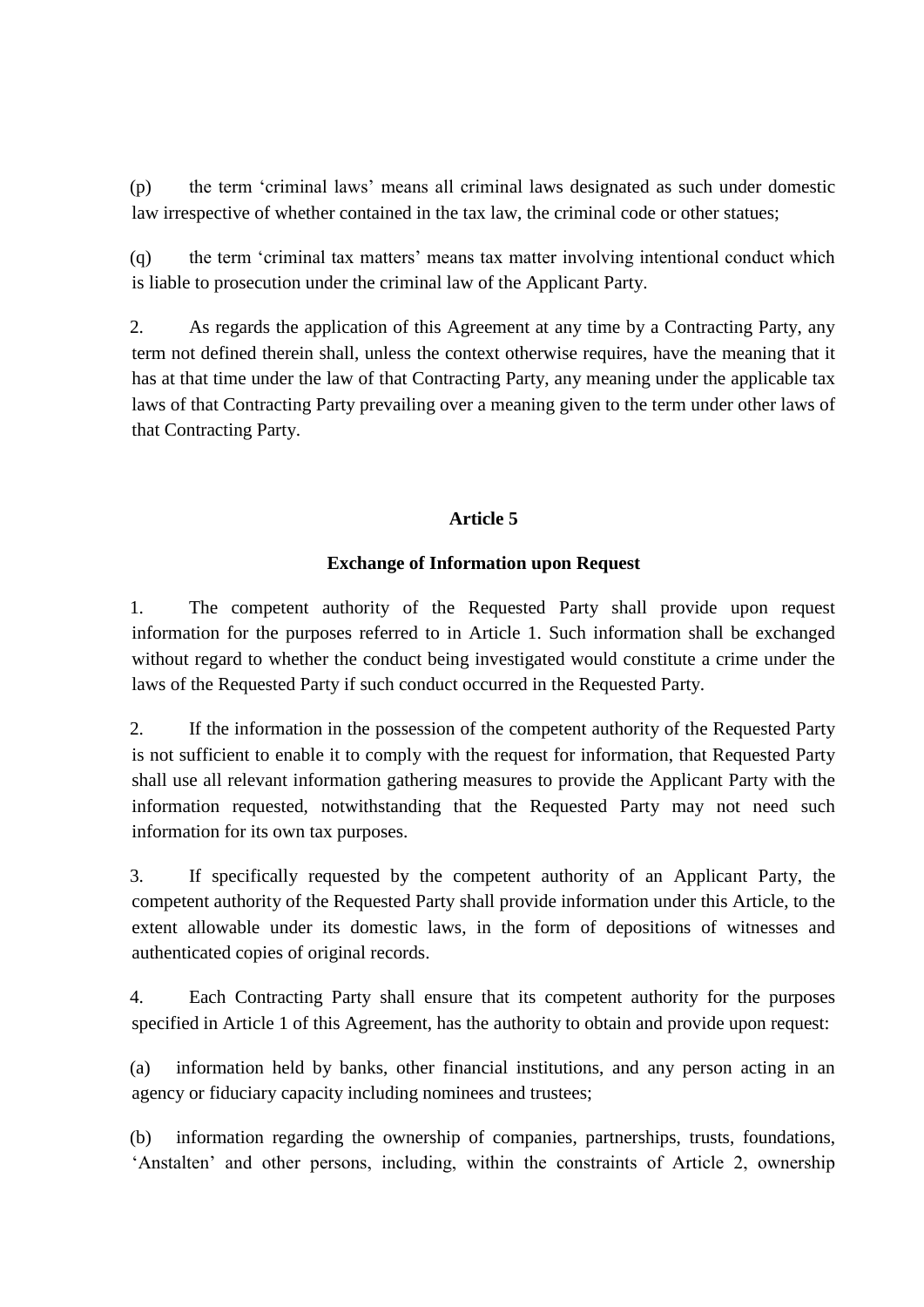(p) the term 'criminal laws' means all criminal laws designated as such under domestic law irrespective of whether contained in the tax law, the criminal code or other statues;

(q) the term 'criminal tax matters' means tax matter involving intentional conduct which is liable to prosecution under the criminal law of the Applicant Party.

2. As regards the application of this Agreement at any time by a Contracting Party, any term not defined therein shall, unless the context otherwise requires, have the meaning that it has at that time under the law of that Contracting Party, any meaning under the applicable tax laws of that Contracting Party prevailing over a meaning given to the term under other laws of that Contracting Party.

## Article 5

### Exchange of Information upon Request

1. The competent authority of the Requested Party shall provide upon request information for the purposes referred to in Article 1. Such information shall be exchanged without regard to whether the conduct being investigated would constitute a crime under the laws of the Requested Party if such conduct occurred in the Requested Party.

2. If the information in the possession of the competent authority of the Requested Party is not sufficient to enable it to comply with the request for information, that Requested Party shall use all relevant information gathering measures to provide the Applicant Party with the information requested, notwithstanding that the Requested Party may not need such information for its own tax purposes.

3. If specifically requested by the competent authority of an Applicant Party, the competent authority of the Requested Party shall provide information under this Article, to the extent allowable under its domestic laws, in the form of depositions of witnesses and authenticated copies of original records.

4. Each Contracting Party shall ensure that its competent authority for the purposes specified in Article 1 of this Agreement, has the authority to obtain and provide upon request:

(a) information held by banks, other financial institutions, and any person acting in an agency or fiduciary capacity including nominees and trustees;

(b) information regarding the ownership of companies, partnerships, trusts, foundations, 'Anstalten' and other persons, including, within the constraints of Article 2, ownership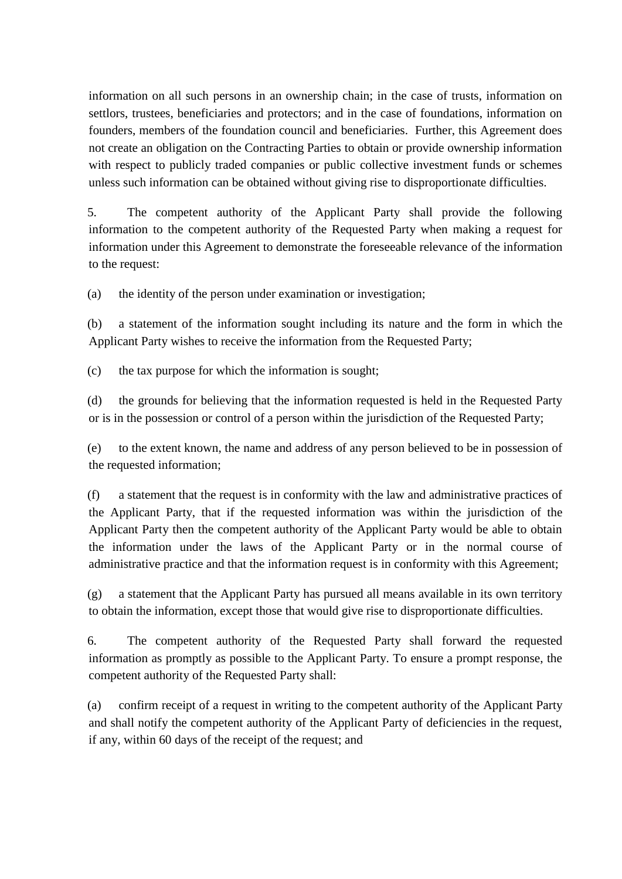information on all such persons in an ownership chain; in the case of trusts, information on settlors, trustees, beneficiaries and protectors; and in the case of foundations, information on founders, members of the foundation council and beneficiaries. Further, this Agreement does not create an obligation on the Contracting Parties to obtain or provide ownership information with respect to publicly traded companies or public collective investment funds or schemes unless such information can be obtained without giving rise to disproportionate difficulties.

5. The competent authority of the Applicant Party shall provide the following information to the competent authority of the Requested Party when making a request for information under this Agreement to demonstrate the foreseeable relevance of the information to the request:

(a) the identity of the person under examination or investigation;

(b) a statement of the information sought including its nature and the form in which the Applicant Party wishes to receive the information from the Requested Party;

(c) the tax purpose for which the information is sought;

(d) the grounds for believing that the information requested is held in the Requested Party or is in the possession or control of a person within the jurisdiction of the Requested Party;

(e) to the extent known, the name and address of any person believed to be in possession of the requested information;

(f) a statement that the request is in conformity with the law and administrative practices of the Applicant Party, that if the requested information was within the jurisdiction of the Applicant Party then the competent authority of the Applicant Party would be able to obtain the information under the laws of the Applicant Party or in the normal course of administrative practice and that the information request is in conformity with this Agreement;

(g) a statement that the Applicant Party has pursued all means available in its own territory to obtain the information, except those that would give rise to disproportionate difficulties.

6. The competent authority of the Requested Party shall forward the requested information as promptly as possible to the Applicant Party. To ensure a prompt response, the competent authority of the Requested Party shall:

(a) confirm receipt of a request in writing to the competent authority of the Applicant Party and shall notify the competent authority of the Applicant Party of deficiencies in the request, if any, within 60 days of the receipt of the request; and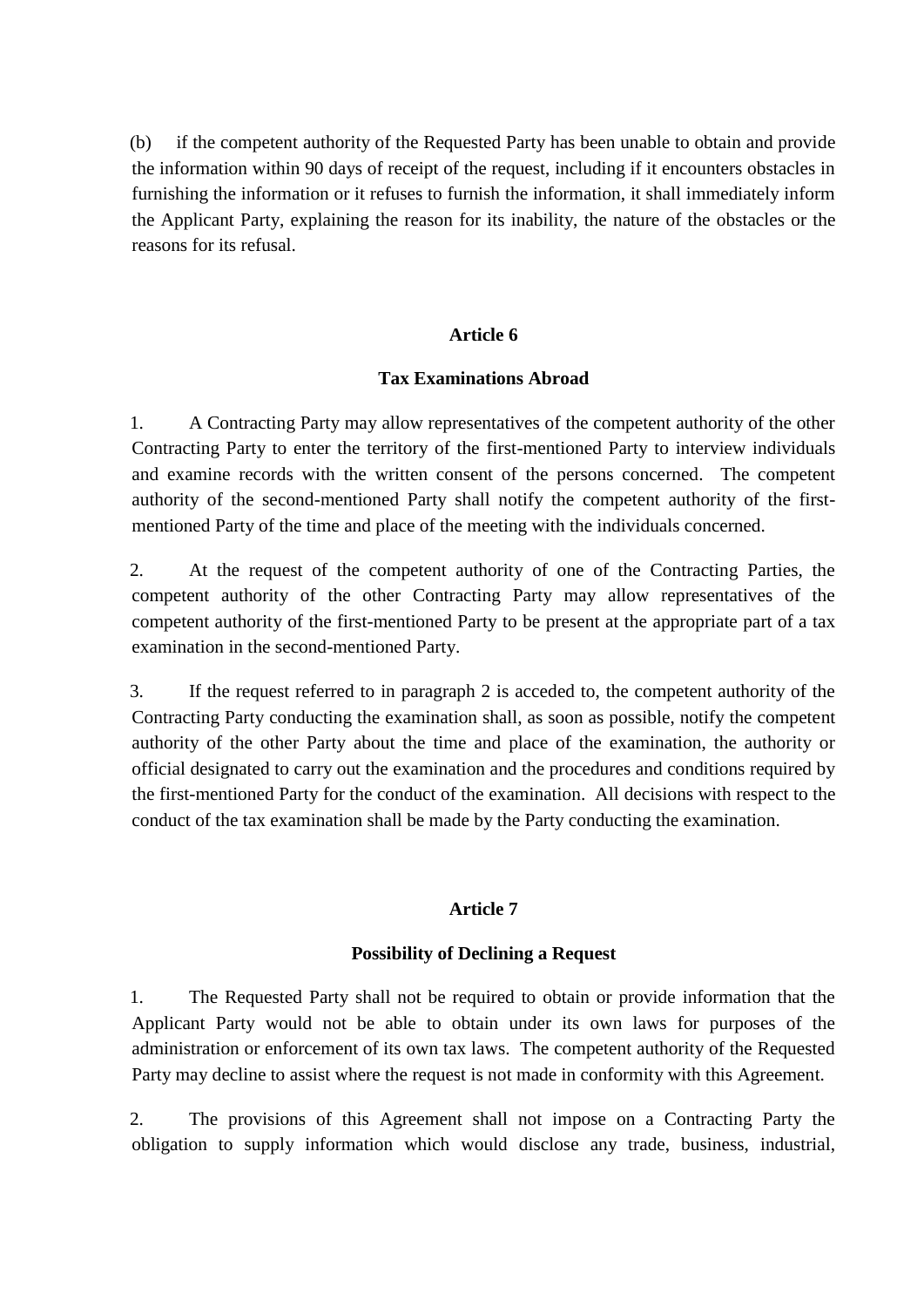(b) if the competent authority of the Requested Party has been unable to obtain and provide the information within 90 days of receipt of the request, including if it encounters obstacles in furnishing the information or it refuses to furnish the information, it shall immediately inform the Applicant Party, explaining the reason for its inability, the nature of the obstacles or the reasons for its refusal.

## Article 6

## Tax Examinations Abroad

1. A Contracting Party may allow representatives of the competent authority of the other Contracting Party to enter the territory of the first-mentioned Party to interview individuals and examine records with the written consent of the persons concerned. The competent authority of the second-mentioned Party shall notify the competent authority of the first-mentioned Party of the time and place of the meeting with the individuals concerned.

2. At the request of the competent authority of one of the Contracting Parties, the competent authority of the other Contracting Party may allow representatives of the competent authority of the first-mentioned Party to be present at the appropriate part of a tax examination in the second-mentioned Party.

3. If the request referred to in paragraph 2 is acceded to, the competent authority of the Contracting Party conducting the examination shall, as soon as possible, notify the competent authority of the other Party about the time and place of the examination, the authority or official designated to carry out the examination and the procedures and conditions required by the first-mentioned Party for the conduct of the examination. All decisions with respect to the conduct of the tax examination shall be made by the Party conducting the examination.

## Article 7

## Possibility of Declining a Request

1. The Requested Party shall not be required to obtain or provide information that the Applicant Party would not be able to obtain under its own laws for purposes of the administration or enforcement of its own tax laws. The competent authority of the Requested Party may decline to assist where the request is not made in conformity with this Agreement.

2. The provisions of this Agreement shall not impose on a Contracting Party the obligation to supply information which would disclose any trade, business, industrial,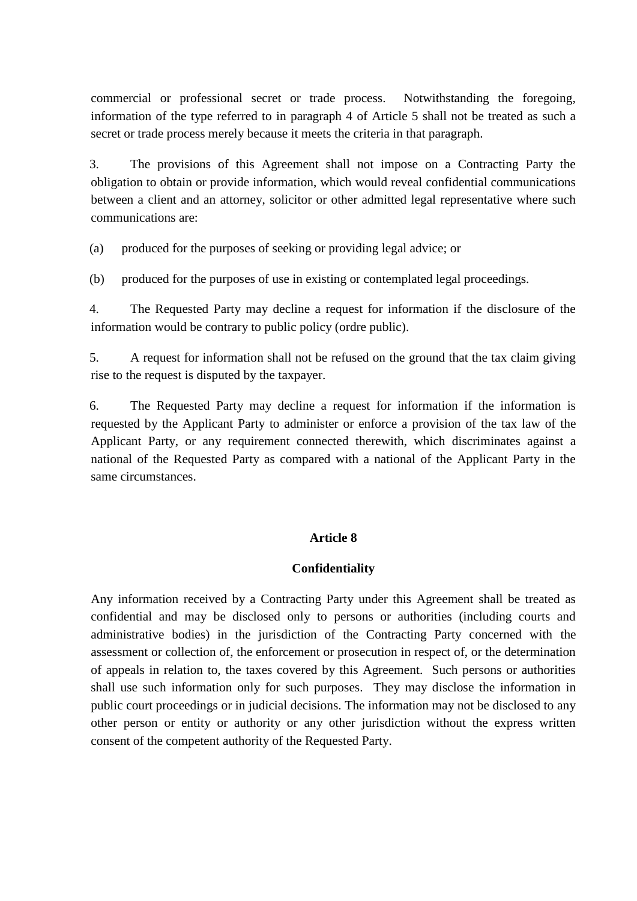commercial or professional secret or trade process. Notwithstanding the foregoing, information of the type referred to in paragraph 4 of Article 5 shall not be treated as such a secret or trade process merely because it meets the criteria in that paragraph.

3. The provisions of this Agreement shall not impose on a Contracting Party the obligation to obtain or provide information, which would reveal confidential communications between a client and an attorney, solicitor or other admitted legal representative where such communications are:

(a) produced for the purposes of seeking or providing legal advice; or

(b) produced for the purposes of use in existing or contemplated legal proceedings.

4. The Requested Party may decline a request for information if the disclosure of the information would be contrary to public policy (ordre public).

5. A request for information shall not be refused on the ground that the tax claim giving rise to the request is disputed by the taxpayer.

6. The Requested Party may decline a request for information if the information is requested by the Applicant Party to administer or enforce a provision of the tax law of the Applicant Party, or any requirement connected therewith, which discriminates against a national of the Requested Party as compared with a national of the Applicant Party in the same circumstances.

## Article 8

## Confidentiality

Any information received by a Contracting Party under this Agreement shall be treated as confidential and may be disclosed only to persons or authorities (including courts and administrative bodies) in the jurisdiction of the Contracting Party concerned with the assessment or collection of, the enforcement or prosecution in respect of, or the determination of appeals in relation to, the taxes covered by this Agreement. Such persons or authorities shall use such information only for such purposes. They may disclose the information in public court proceedings or in judicial decisions. The information may not be disclosed to any other person or entity or authority or any other jurisdiction without the express written consent of the competent authority of the Requested Party.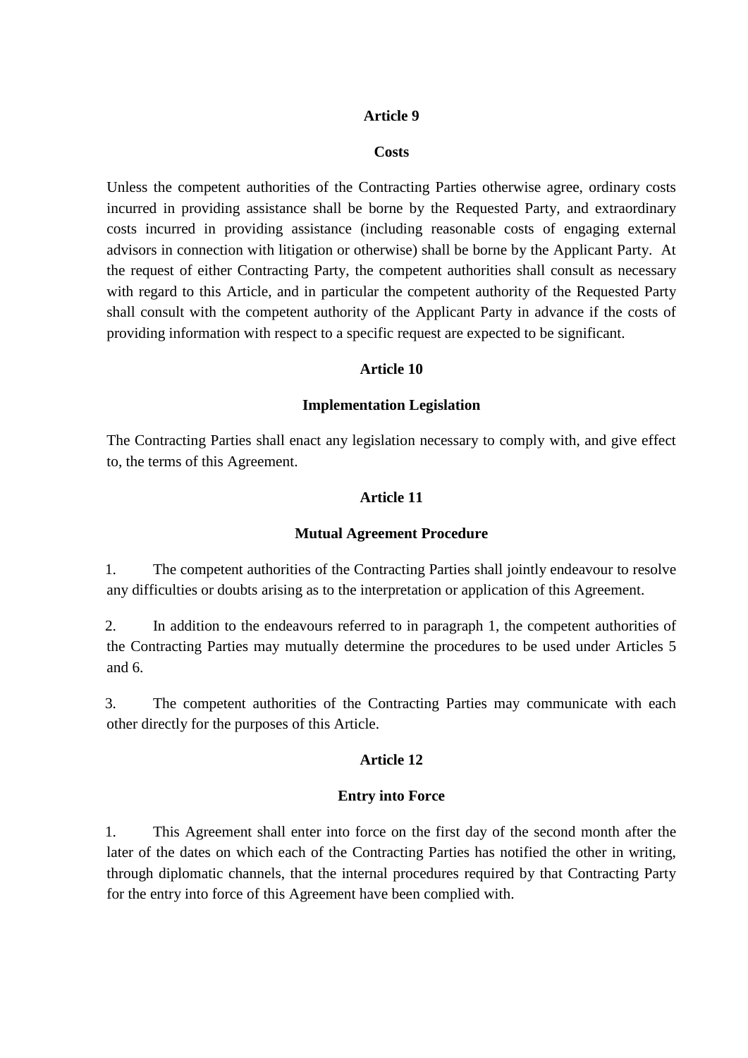## Article 9

## Costs

Unless the competent authorities of the Contracting Parties otherwise agree, ordinary costs incurred in providing assistance shall be borne by the Requested Party, and extraordinary costs incurred in providing assistance (including reasonable costs of engaging external advisors in connection with litigation or otherwise) shall be borne by the Applicant Party. At the request of either Contracting Party, the competent authorities shall consult as necessary with regard to this Article, and in particular the competent authority of the Requested Party shall consult with the competent authority of the Applicant Party in advance if the costs of providing information with respect to a specific request are expected to be significant.

## Article 10

## Implementation Legislation

The Contracting Parties shall enact any legislation necessary to comply with, and give effect to, the terms of this Agreement.

## Article 11

## Mutual Agreement Procedure

1. The competent authorities of the Contracting Parties shall jointly endeavour to resolve any difficulties or doubts arising as to the interpretation or application of this Agreement.

2. In addition to the endeavours referred to in paragraph 1, the competent authorities of the Contracting Parties may mutually determine the procedures to be used under Articles 5 and 6.

3. The competent authorities of the Contracting Parties may communicate with each other directly for the purposes of this Article.

## Article 12

## Entry into Force

1. This Agreement shall enter into force on the first day of the second month after the later of the dates on which each of the Contracting Parties has notified the other in writing, through diplomatic channels, that the internal procedures required by that Contracting Party for the entry into force of this Agreement have been complied with.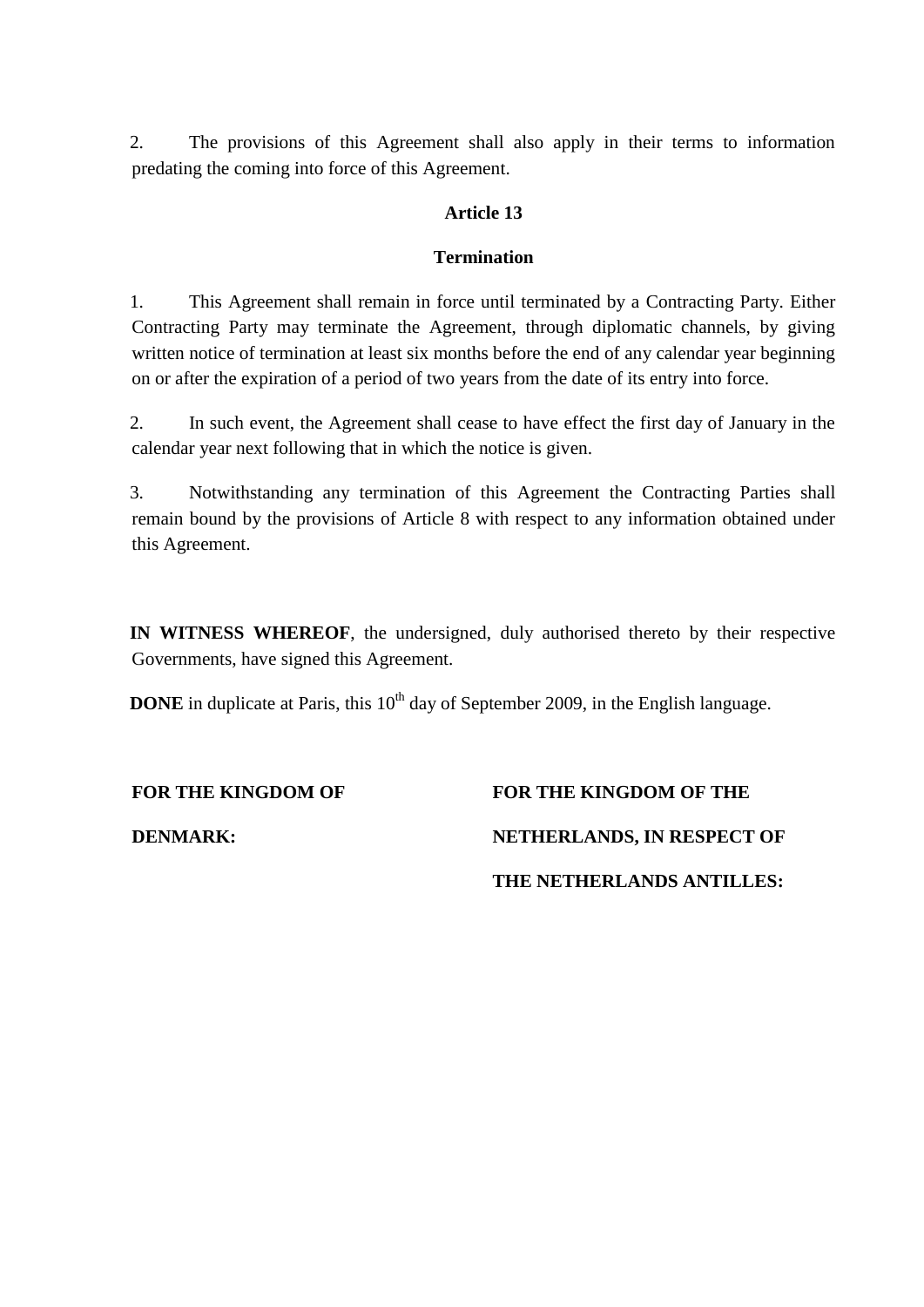2. The provisions of this Agreement shall also apply in their terms to information predating the coming into force of this Agreement.

### Article 13

### Termination

1. This Agreement shall remain in force until terminated by a Contracting Party. Either Contracting Party may terminate the Agreement, through diplomatic channels, by giving written notice of termination at least six months before the end of any calendar year beginning on or after the expiration of a period of two years from the date of its entry into force.

2. In such event, the Agreement shall cease to have effect the first day of January in the calendar year next following that in which the notice is given.

3. Notwithstanding any termination of this Agreement the Contracting Parties shall remain bound by the provisions of Article 8 with respect to any information obtained under this Agreement.

**IN WITNESS WHEREOF**, the undersigned, duly authorised thereto by their respective Governments, have signed this Agreement.

**DONE** in duplicate at Paris, this 10th day of September 2009, in the English language.

| | |
|---|---|
| **FOR THE KINGDOM OF DENMARK:** | **FOR THE KINGDOM OF THE NETHERLANDS, IN RESPECT OF THE NETHERLANDS ANTILLES:** |